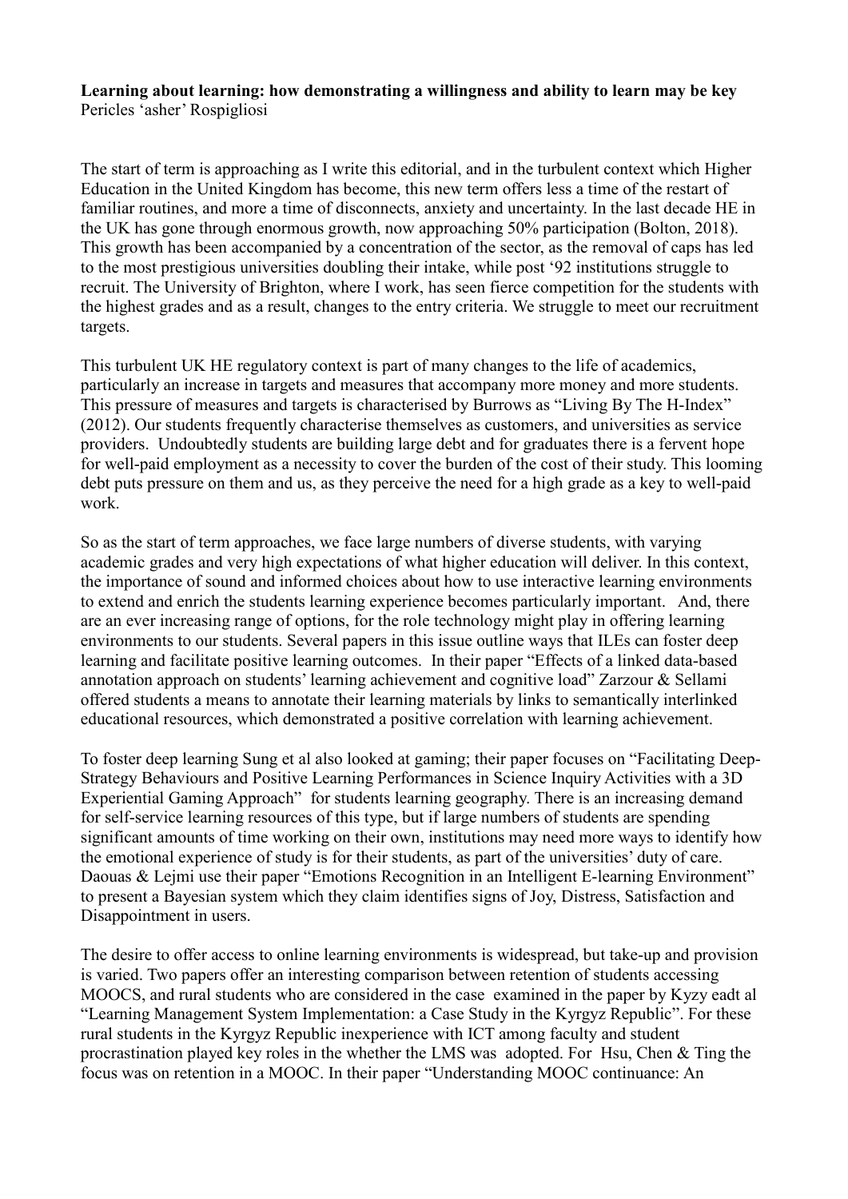**Learning about learning: how demonstrating a willingness and ability to learn may be key**
Pericles 'asher' Rospigliosi

The start of term is approaching as I write this editorial, and in the turbulent context which Higher Education in the United Kingdom has become, this new term offers less a time of the restart of familiar routines, and more a time of disconnects, anxiety and uncertainty. In the last decade HE in the UK has gone through enormous growth, now approaching 50% participation (Bolton, 2018). This growth has been accompanied by a concentration of the sector, as the removal of caps has led to the most prestigious universities doubling their intake, while post '92 institutions struggle to recruit. The University of Brighton, where I work, has seen fierce competition for the students with the highest grades and as a result, changes to the entry criteria. We struggle to meet our recruitment targets.

This turbulent UK HE regulatory context is part of many changes to the life of academics, particularly an increase in targets and measures that accompany more money and more students. This pressure of measures and targets is characterised by Burrows as "Living By The H-Index" (2012). Our students frequently characterise themselves as customers, and universities as service providers. Undoubtedly students are building large debt and for graduates there is a fervent hope for well-paid employment as a necessity to cover the burden of the cost of their study. This looming debt puts pressure on them and us, as they perceive the need for a high grade as a key to well-paid work.

So as the start of term approaches, we face large numbers of diverse students, with varying academic grades and very high expectations of what higher education will deliver. In this context, the importance of sound and informed choices about how to use interactive learning environments to extend and enrich the students learning experience becomes particularly important. And, there are an ever increasing range of options, for the role technology might play in offering learning environments to our students. Several papers in this issue outline ways that ILEs can foster deep learning and facilitate positive learning outcomes. In their paper "Effects of a linked data-based annotation approach on students' learning achievement and cognitive load" Zarzour & Sellami offered students a means to annotate their learning materials by links to semantically interlinked educational resources, which demonstrated a positive correlation with learning achievement.

To foster deep learning Sung et al also looked at gaming; their paper focuses on "Facilitating Deep-Strategy Behaviours and Positive Learning Performances in Science Inquiry Activities with a 3D Experiential Gaming Approach" for students learning geography. There is an increasing demand for self-service learning resources of this type, but if large numbers of students are spending significant amounts of time working on their own, institutions may need more ways to identify how the emotional experience of study is for their students, as part of the universities' duty of care. Daouas & Lejmi use their paper "Emotions Recognition in an Intelligent E-learning Environment" to present a Bayesian system which they claim identifies signs of Joy, Distress, Satisfaction and Disappointment in users.

The desire to offer access to online learning environments is widespread, but take-up and provision is varied. Two papers offer an interesting comparison between retention of students accessing MOOCS, and rural students who are considered in the case examined in the paper by Kyzy eadt al "Learning Management System Implementation: a Case Study in the Kyrgyz Republic". For these rural students in the Kyrgyz Republic inexperience with ICT among faculty and student procrastination played key roles in the whether the LMS was adopted. For Hsu, Chen & Ting the focus was on retention in a MOOC. In their paper "Understanding MOOC continuance: An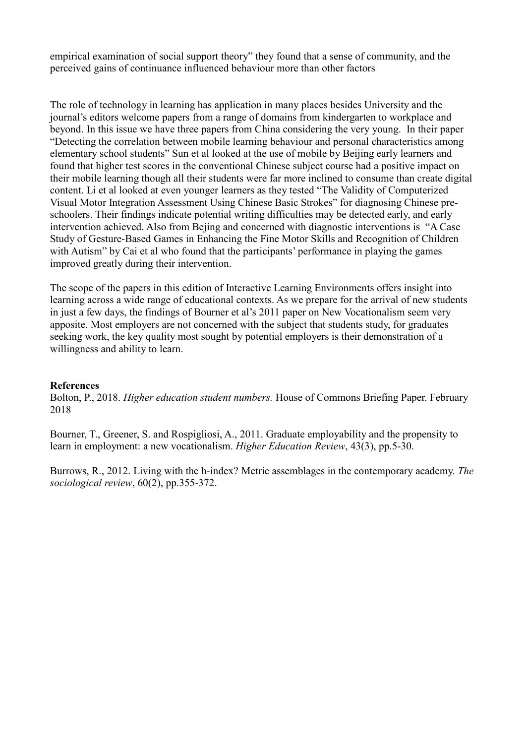empirical examination of social support theory" they found that a sense of community, and the perceived gains of continuance influenced behaviour more than other factors

The role of technology in learning has application in many places besides University and the journal's editors welcome papers from a range of domains from kindergarten to workplace and beyond. In this issue we have three papers from China considering the very young. In their paper "Detecting the correlation between mobile learning behaviour and personal characteristics among elementary school students" Sun et al looked at the use of mobile by Beijing early learners and found that higher test scores in the conventional Chinese subject course had a positive impact on their mobile learning though all their students were far more inclined to consume than create digital content. Li et al looked at even younger learners as they tested "The Validity of Computerized Visual Motor Integration Assessment Using Chinese Basic Strokes" for diagnosing Chinese pre-schoolers. Their findings indicate potential writing difficulties may be detected early, and early intervention achieved. Also from Bejing and concerned with diagnostic interventions is "A Case Study of Gesture-Based Games in Enhancing the Fine Motor Skills and Recognition of Children with Autism" by Cai et al who found that the participants' performance in playing the games improved greatly during their intervention.

The scope of the papers in this edition of Interactive Learning Environments offers insight into learning across a wide range of educational contexts. As we prepare for the arrival of new students in just a few days, the findings of Bourner et al's 2011 paper on New Vocationalism seem very apposite. Most employers are not concerned with the subject that students study, for graduates seeking work, the key quality most sought by potential employers is their demonstration of a willingness and ability to learn.

**References**

Bolton, P., 2018. *Higher education student numbers.* House of Commons Briefing Paper. February 2018

Bourner, T., Greener, S. and Rospigliosi, A., 2011. Graduate employability and the propensity to learn in employment: a new vocationalism. *Higher Education Review*, 43(3), pp.5-30.

Burrows, R., 2012. Living with the h-index? Metric assemblages in the contemporary academy. *The sociological review*, 60(2), pp.355-372.